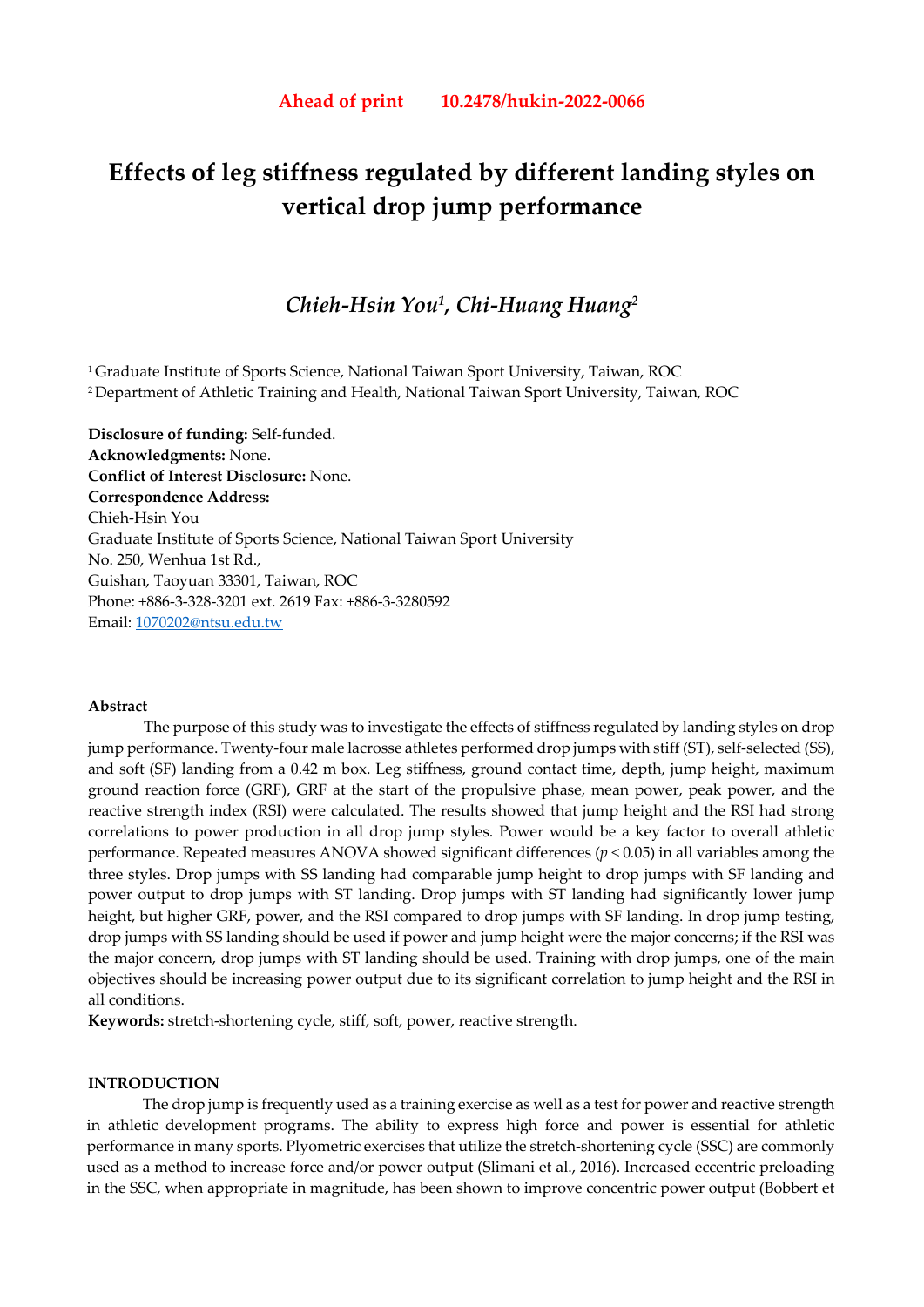**Ahead of print 10.2478/hukin-2022-0066**

# Effects of leg stiffness regulated by different landing styles on vertical drop jump performance

## *Chieh-Hsin You[1], Chi-Huang Huang[2]*

[1] Graduate Institute of Sports Science, National Taiwan Sport University, Taiwan, ROC
[2] Department of Athletic Training and Health, National Taiwan Sport University, Taiwan, ROC

**Disclosure of funding:** Self-funded.
**Acknowledgments:** None.
**Conflict of Interest Disclosure:** None.
**Correspondence Address:**
Chieh-Hsin You
Graduate Institute of Sports Science, National Taiwan Sport University
No. 250, Wenhua 1st Rd.,
Guishan, Taoyuan 33301, Taiwan, ROC
Phone: +886-3-328-3201 ext. 2619 Fax: +886-3-3280592
Email: 1070202@ntsu.edu.tw

**Abstract**

The purpose of this study was to investigate the effects of stiffness regulated by landing styles on drop jump performance. Twenty-four male lacrosse athletes performed drop jumps with stiff (ST), self-selected (SS), and soft (SF) landing from a 0.42 m box. Leg stiffness, ground contact time, depth, jump height, maximum ground reaction force (GRF), GRF at the start of the propulsive phase, mean power, peak power, and the reactive strength index (RSI) were calculated. The results showed that jump height and the RSI had strong correlations to power production in all drop jump styles. Power would be a key factor to overall athletic performance. Repeated measures ANOVA showed significant differences ($p < 0.05$) in all variables among the three styles. Drop jumps with SS landing had comparable jump height to drop jumps with SF landing and power output to drop jumps with ST landing. Drop jumps with ST landing had significantly lower jump height, but higher GRF, power, and the RSI compared to drop jumps with SF landing. In drop jump testing, drop jumps with SS landing should be used if power and jump height were the major concerns; if the RSI was the major concern, drop jumps with ST landing should be used. Training with drop jumps, one of the main objectives should be increasing power output due to its significant correlation to jump height and the RSI in all conditions.

**Keywords:** stretch-shortening cycle, stiff, soft, power, reactive strength.

## INTRODUCTION

The drop jump is frequently used as a training exercise as well as a test for power and reactive strength in athletic development programs. The ability to express high force and power is essential for athletic performance in many sports. Plyometric exercises that utilize the stretch-shortening cycle (SSC) are commonly used as a method to increase force and/or power output (Slimani et al., 2016). Increased eccentric preloading in the SSC, when appropriate in magnitude, has been shown to improve concentric power output (Bobbert et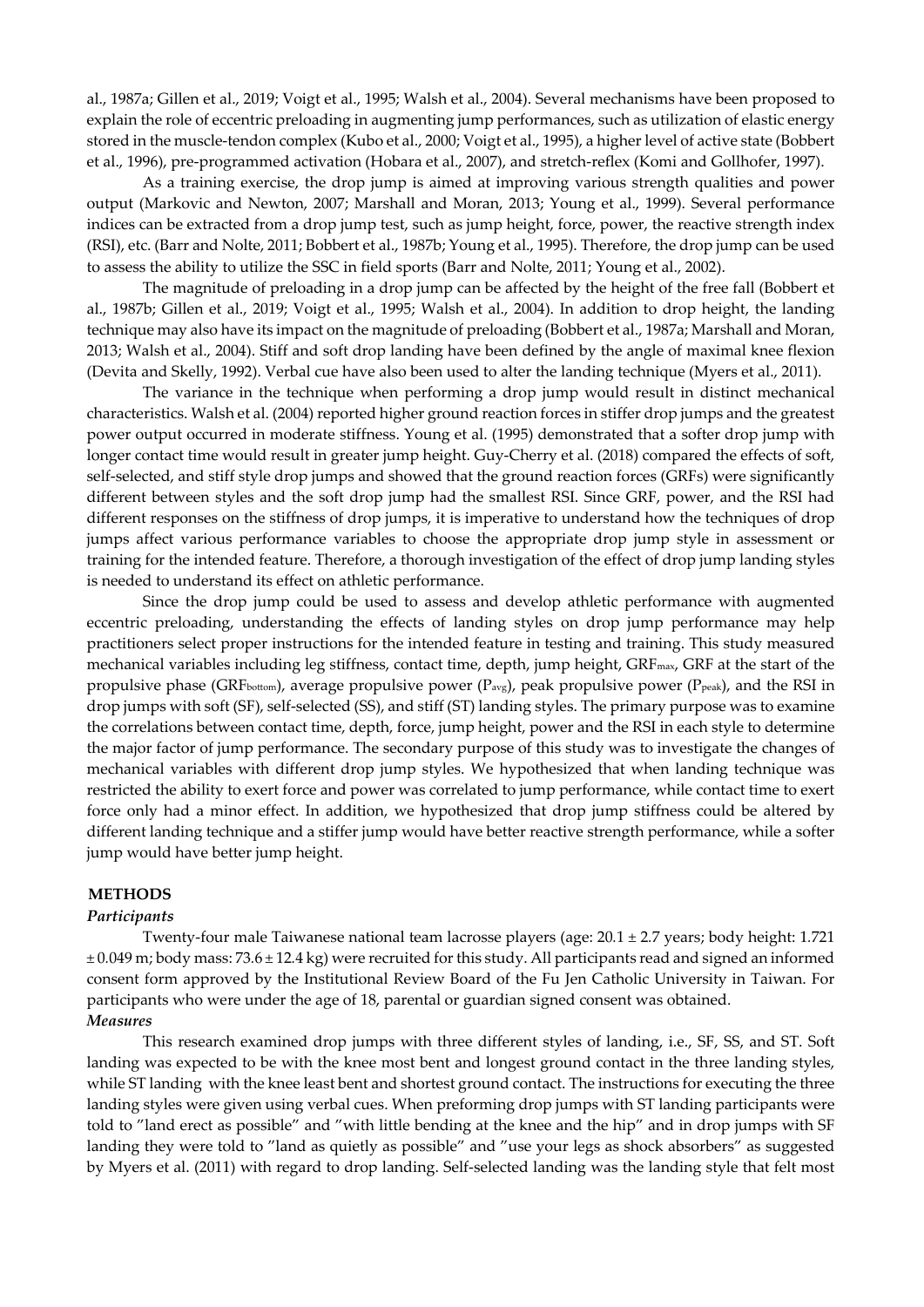al., 1987a; Gillen et al., 2019; Voigt et al., 1995; Walsh et al., 2004). Several mechanisms have been proposed to explain the role of eccentric preloading in augmenting jump performances, such as utilization of elastic energy stored in the muscle-tendon complex (Kubo et al., 2000; Voigt et al., 1995), a higher level of active state (Bobbert et al., 1996), pre-programmed activation (Hobara et al., 2007), and stretch-reflex (Komi and Gollhofer, 1997).

As a training exercise, the drop jump is aimed at improving various strength qualities and power output (Markovic and Newton, 2007; Marshall and Moran, 2013; Young et al., 1999). Several performance indices can be extracted from a drop jump test, such as jump height, force, power, the reactive strength index (RSI), etc. (Barr and Nolte, 2011; Bobbert et al., 1987b; Young et al., 1995). Therefore, the drop jump can be used to assess the ability to utilize the SSC in field sports (Barr and Nolte, 2011; Young et al., 2002).

The magnitude of preloading in a drop jump can be affected by the height of the free fall (Bobbert et al., 1987b; Gillen et al., 2019; Voigt et al., 1995; Walsh et al., 2004). In addition to drop height, the landing technique may also have its impact on the magnitude of preloading (Bobbert et al., 1987a; Marshall and Moran, 2013; Walsh et al., 2004). Stiff and soft drop landing have been defined by the angle of maximal knee flexion (Devita and Skelly, 1992). Verbal cue have also been used to alter the landing technique (Myers et al., 2011).

The variance in the technique when performing a drop jump would result in distinct mechanical characteristics. Walsh et al. (2004) reported higher ground reaction forces in stiffer drop jumps and the greatest power output occurred in moderate stiffness. Young et al. (1995) demonstrated that a softer drop jump with longer contact time would result in greater jump height. Guy-Cherry et al. (2018) compared the effects of soft, self-selected, and stiff style drop jumps and showed that the ground reaction forces (GRFs) were significantly different between styles and the soft drop jump had the smallest RSI. Since GRF, power, and the RSI had different responses on the stiffness of drop jumps, it is imperative to understand how the techniques of drop jumps affect various performance variables to choose the appropriate drop jump style in assessment or training for the intended feature. Therefore, a thorough investigation of the effect of drop jump landing styles is needed to understand its effect on athletic performance.

Since the drop jump could be used to assess and develop athletic performance with augmented eccentric preloading, understanding the effects of landing styles on drop jump performance may help practitioners select proper instructions for the intended feature in testing and training. This study measured mechanical variables including leg stiffness, contact time, depth, jump height, $GRF_{max}$, GRF at the start of the propulsive phase ($GRF_{bottom}$), average propulsive power ($P_{avg}$), peak propulsive power ($P_{peak}$), and the RSI in drop jumps with soft (SF), self-selected (SS), and stiff (ST) landing styles. The primary purpose was to examine the correlations between contact time, depth, force, jump height, power and the RSI in each style to determine the major factor of jump performance. The secondary purpose of this study was to investigate the changes of mechanical variables with different drop jump styles. We hypothesized that when landing technique was restricted the ability to exert force and power was correlated to jump performance, while contact time to exert force only had a minor effect. In addition, we hypothesized that drop jump stiffness could be altered by different landing technique and a stiffer jump would have better reactive strength performance, while a softer jump would have better jump height.

## METHODS

### *Participants*

Twenty-four male Taiwanese national team lacrosse players (age: 20.1 ± 2.7 years; body height: 1.721 ± 0.049 m; body mass: 73.6 ± 12.4 kg) were recruited for this study. All participants read and signed an informed consent form approved by the Institutional Review Board of the Fu Jen Catholic University in Taiwan. For participants who were under the age of 18, parental or guardian signed consent was obtained.

### *Measures*

This research examined drop jumps with three different styles of landing, i.e., SF, SS, and ST. Soft landing was expected to be with the knee most bent and longest ground contact in the three landing styles, while ST landing with the knee least bent and shortest ground contact. The instructions for executing the three landing styles were given using verbal cues. When preforming drop jumps with ST landing participants were told to "land erect as possible" and "with little bending at the knee and the hip" and in drop jumps with SF landing they were told to "land as quietly as possible" and "use your legs as shock absorbers" as suggested by Myers et al. (2011) with regard to drop landing. Self-selected landing was the landing style that felt most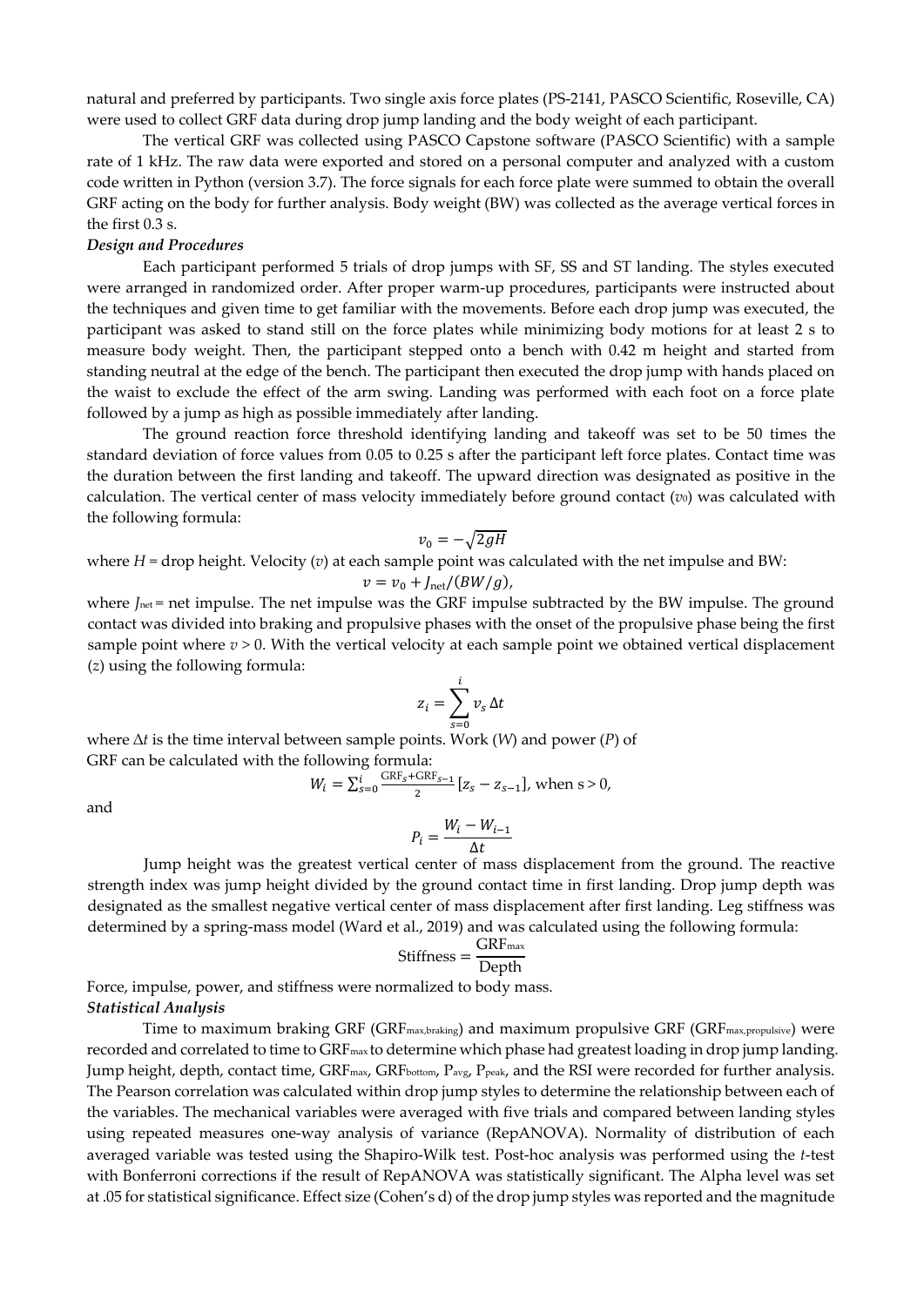natural and preferred by participants. Two single axis force plates (PS-2141, PASCO Scientific, Roseville, CA) were used to collect GRF data during drop jump landing and the body weight of each participant.

The vertical GRF was collected using PASCO Capstone software (PASCO Scientific) with a sample rate of 1 kHz. The raw data were exported and stored on a personal computer and analyzed with a custom code written in Python (version 3.7). The force signals for each force plate were summed to obtain the overall GRF acting on the body for further analysis. Body weight (BW) was collected as the average vertical forces in the first 0.3 s.

***Design and Procedures***

Each participant performed 5 trials of drop jumps with SF, SS and ST landing. The styles executed were arranged in randomized order. After proper warm-up procedures, participants were instructed about the techniques and given time to get familiar with the movements. Before each drop jump was executed, the participant was asked to stand still on the force plates while minimizing body motions for at least 2 s to measure body weight. Then, the participant stepped onto a bench with 0.42 m height and started from standing neutral at the edge of the bench. The participant then executed the drop jump with hands placed on the waist to exclude the effect of the arm swing. Landing was performed with each foot on a force plate followed by a jump as high as possible immediately after landing.

The ground reaction force threshold identifying landing and takeoff was set to be 50 times the standard deviation of force values from 0.05 to 0.25 s after the participant left force plates. Contact time was the duration between the first landing and takeoff. The upward direction was designated as positive in the calculation. The vertical center of mass velocity immediately before ground contact ($v_0$) was calculated with the following formula:

$$v_0 = -\sqrt{2gH}$$

where $H$ = drop height. Velocity ($v$) at each sample point was calculated with the net impulse and BW:

$$v = v_0 + J_{\text{net}}/(BW/g),$$

where $J_{\text{net}}$ = net impulse. The net impulse was the GRF impulse subtracted by the BW impulse. The ground contact was divided into braking and propulsive phases with the onset of the propulsive phase being the first sample point where $v > 0$. With the vertical velocity at each sample point we obtained vertical displacement ($z$) using the following formula:

$$z_i = \sum_{s=0}^{i} v_s \, \Delta t$$

where $\Delta t$ is the time interval between sample points. Work ($W$) and power ($P$) of GRF can be calculated with the following formula:

$$W_i = \sum_{s=0}^{i} \frac{\text{GRF}_s + \text{GRF}_{s-1}}{2} [z_s - z_{s-1}], \text{ when } s > 0,$$

and

$$P_i = \frac{W_i - W_{i-1}}{\Delta t}$$

Jump height was the greatest vertical center of mass displacement from the ground. The reactive strength index was jump height divided by the ground contact time in first landing. Drop jump depth was designated as the smallest negative vertical center of mass displacement after first landing. Leg stiffness was determined by a spring-mass model (Ward et al., 2019) and was calculated using the following formula:

$$\text{Stiffness} = \frac{\text{GRF}_{\text{max}}}{\text{Depth}}$$

Force, impulse, power, and stiffness were normalized to body mass.

***Statistical Analysis***

Time to maximum braking GRF ($\text{GRF}_{\text{max,braking}}$) and maximum propulsive GRF ($\text{GRF}_{\text{max,propulsive}}$) were recorded and correlated to time to $\text{GRF}_{\text{max}}$ to determine which phase had greatest loading in drop jump landing. Jump height, depth, contact time, $\text{GRF}_{\text{max}}$, $\text{GRF}_{\text{bottom}}$, $P_{\text{avg}}$, $P_{\text{peak}}$, and the RSI were recorded for further analysis. The Pearson correlation was calculated within drop jump styles to determine the relationship between each of the variables. The mechanical variables were averaged with five trials and compared between landing styles using repeated measures one-way analysis of variance (RepANOVA). Normality of distribution of each averaged variable was tested using the Shapiro-Wilk test. Post-hoc analysis was performed using the *t*-test with Bonferroni corrections if the result of RepANOVA was statistically significant. The Alpha level was set at .05 for statistical significance. Effect size (Cohen's d) of the drop jump styles was reported and the magnitude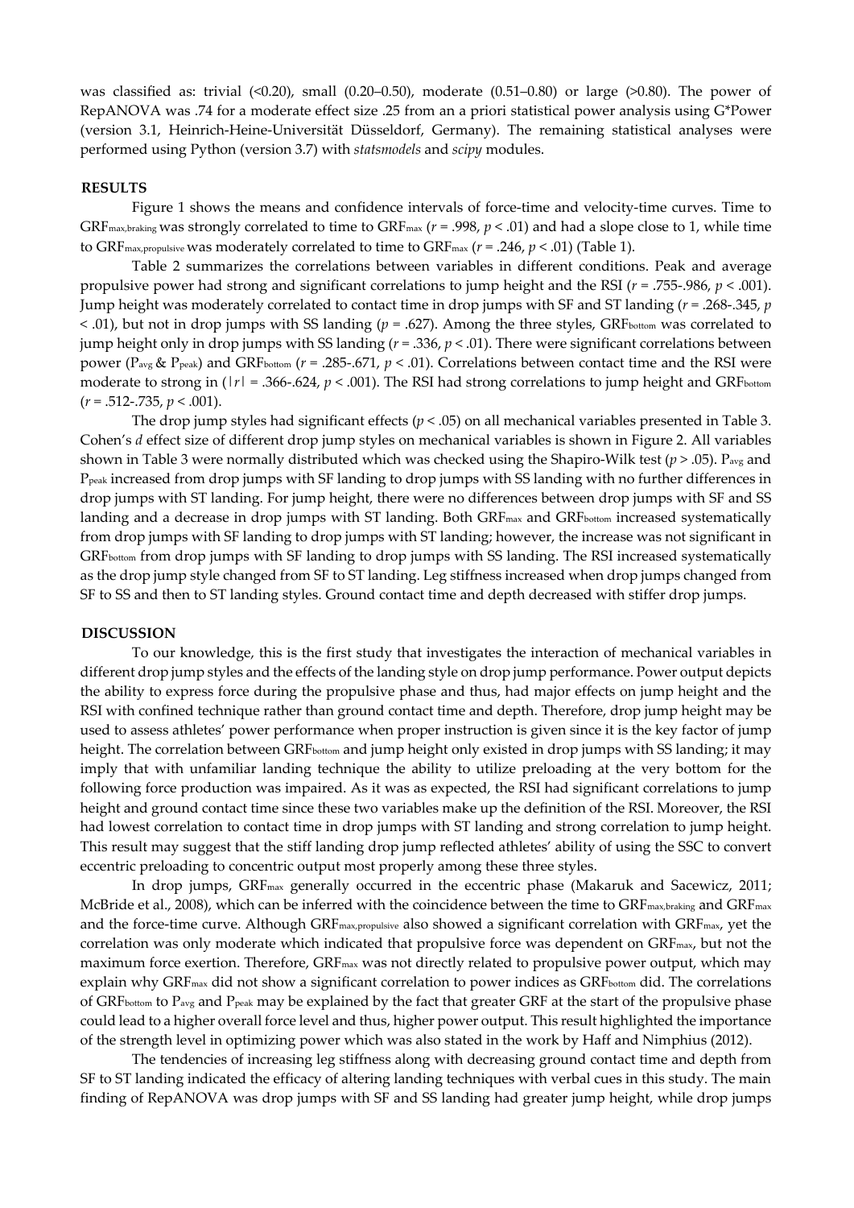was classified as: trivial (<0.20), small (0.20–0.50), moderate (0.51–0.80) or large (>0.80). The power of RepANOVA was .74 for a moderate effect size .25 from an a priori statistical power analysis using G*Power (version 3.1, Heinrich-Heine-Universität Düsseldorf, Germany). The remaining statistical analyses were performed using Python (version 3.7) with *statsmodels* and *scipy* modules.

## RESULTS

Figure 1 shows the means and confidence intervals of force-time and velocity-time curves. Time to $GRF_{max,braking}$ was strongly correlated to time to $GRF_{max}$ ($r$ = .998, $p$ < .01) and had a slope close to 1, while time to $GRF_{max,propulsive}$ was moderately correlated to time to $GRF_{max}$ ($r$ = .246, $p$ < .01) (Table 1).

Table 2 summarizes the correlations between variables in different conditions. Peak and average propulsive power had strong and significant correlations to jump height and the RSI ($r$ = .755-.986, $p$ < .001). Jump height was moderately correlated to contact time in drop jumps with SF and ST landing ($r$ = .268-.345, $p$ < .01), but not in drop jumps with SS landing ($p$ = .627). Among the three styles, $GRF_{bottom}$ was correlated to jump height only in drop jumps with SS landing ($r$ = .336, $p$ < .01). There were significant correlations between power ($P_{avg}$ & $P_{peak}$) and $GRF_{bottom}$ ($r$ = .285-.671, $p$ < .01). Correlations between contact time and the RSI were moderate to strong in ($|r|$ = .366-.624, $p$ < .001). The RSI had strong correlations to jump height and $GRF_{bottom}$ ($r$ = .512-.735, $p$ < .001).

The drop jump styles had significant effects ($p$ < .05) on all mechanical variables presented in Table 3. Cohen's $d$ effect size of different drop jump styles on mechanical variables is shown in Figure 2. All variables shown in Table 3 were normally distributed which was checked using the Shapiro-Wilk test ($p$ > .05). $P_{avg}$ and $P_{peak}$ increased from drop jumps with SF landing to drop jumps with SS landing with no further differences in drop jumps with ST landing. For jump height, there were no differences between drop jumps with SF and SS landing and a decrease in drop jumps with ST landing. Both $GRF_{max}$ and $GRF_{bottom}$ increased systematically from drop jumps with SF landing to drop jumps with ST landing; however, the increase was not significant in $GRF_{bottom}$ from drop jumps with SF landing to drop jumps with SS landing. The RSI increased systematically as the drop jump style changed from SF to ST landing. Leg stiffness increased when drop jumps changed from SF to SS and then to ST landing styles. Ground contact time and depth decreased with stiffer drop jumps.

## DISCUSSION

To our knowledge, this is the first study that investigates the interaction of mechanical variables in different drop jump styles and the effects of the landing style on drop jump performance. Power output depicts the ability to express force during the propulsive phase and thus, had major effects on jump height and the RSI with confined technique rather than ground contact time and depth. Therefore, drop jump height may be used to assess athletes' power performance when proper instruction is given since it is the key factor of jump height. The correlation between $GRF_{bottom}$ and jump height only existed in drop jumps with SS landing; it may imply that with unfamiliar landing technique the ability to utilize preloading at the very bottom for the following force production was impaired. As it was as expected, the RSI had significant correlations to jump height and ground contact time since these two variables make up the definition of the RSI. Moreover, the RSI had lowest correlation to contact time in drop jumps with ST landing and strong correlation to jump height. This result may suggest that the stiff landing drop jump reflected athletes' ability of using the SSC to convert eccentric preloading to concentric output most properly among these three styles.

In drop jumps, $GRF_{max}$ generally occurred in the eccentric phase (Makaruk and Sacewicz, 2011; McBride et al., 2008), which can be inferred with the coincidence between the time to $GRF_{max,braking}$ and $GRF_{max}$ and the force-time curve. Although $GRF_{max,propulsive}$ also showed a significant correlation with $GRF_{max}$, yet the correlation was only moderate which indicated that propulsive force was dependent on $GRF_{max}$, but not the maximum force exertion. Therefore, $GRF_{max}$ was not directly related to propulsive power output, which may explain why $GRF_{max}$ did not show a significant correlation to power indices as $GRF_{bottom}$ did. The correlations of $GRF_{bottom}$ to $P_{avg}$ and $P_{peak}$ may be explained by the fact that greater GRF at the start of the propulsive phase could lead to a higher overall force level and thus, higher power output. This result highlighted the importance of the strength level in optimizing power which was also stated in the work by Haff and Nimphius (2012).

The tendencies of increasing leg stiffness along with decreasing ground contact time and depth from SF to ST landing indicated the efficacy of altering landing techniques with verbal cues in this study. The main finding of RepANOVA was drop jumps with SF and SS landing had greater jump height, while drop jumps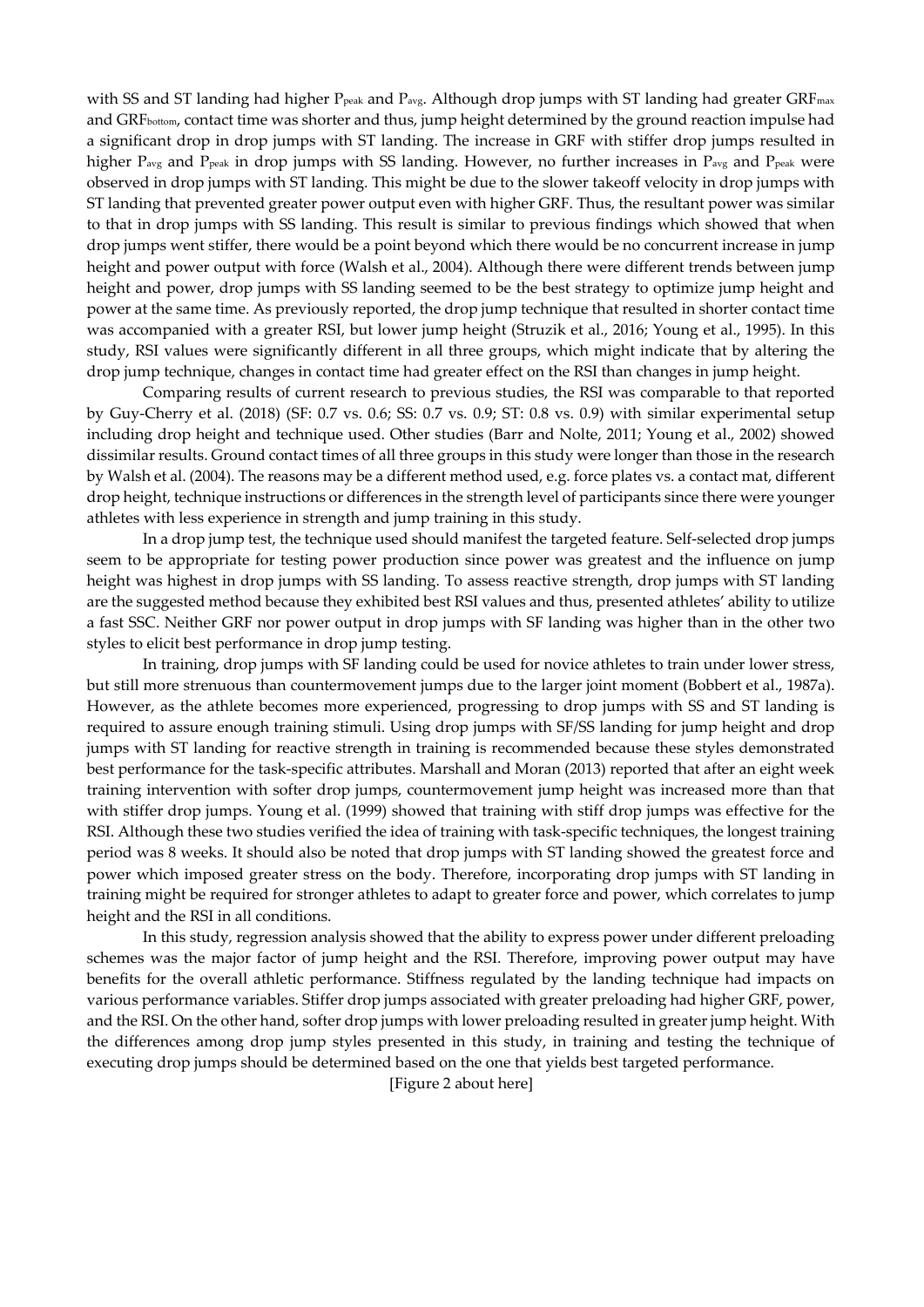with SS and ST landing had higher $P_{peak}$ and $P_{avg}$. Although drop jumps with ST landing had greater $GRF_{max}$ and $GRF_{bottom}$, contact time was shorter and thus, jump height determined by the ground reaction impulse had a significant drop in drop jumps with ST landing. The increase in GRF with stiffer drop jumps resulted in higher $P_{avg}$ and $P_{peak}$ in drop jumps with SS landing. However, no further increases in $P_{avg}$ and $P_{peak}$ were observed in drop jumps with ST landing. This might be due to the slower takeoff velocity in drop jumps with ST landing that prevented greater power output even with higher GRF. Thus, the resultant power was similar to that in drop jumps with SS landing. This result is similar to previous findings which showed that when drop jumps went stiffer, there would be a point beyond which there would be no concurrent increase in jump height and power output with force (Walsh et al., 2004). Although there were different trends between jump height and power, drop jumps with SS landing seemed to be the best strategy to optimize jump height and power at the same time. As previously reported, the drop jump technique that resulted in shorter contact time was accompanied with a greater RSI, but lower jump height (Struzik et al., 2016; Young et al., 1995). In this study, RSI values were significantly different in all three groups, which might indicate that by altering the drop jump technique, changes in contact time had greater effect on the RSI than changes in jump height.

Comparing results of current research to previous studies, the RSI was comparable to that reported by Guy-Cherry et al. (2018) (SF: 0.7 vs. 0.6; SS: 0.7 vs. 0.9; ST: 0.8 vs. 0.9) with similar experimental setup including drop height and technique used. Other studies (Barr and Nolte, 2011; Young et al., 2002) showed dissimilar results. Ground contact times of all three groups in this study were longer than those in the research by Walsh et al. (2004). The reasons may be a different method used, e.g. force plates vs. a contact mat, different drop height, technique instructions or differences in the strength level of participants since there were younger athletes with less experience in strength and jump training in this study.

In a drop jump test, the technique used should manifest the targeted feature. Self-selected drop jumps seem to be appropriate for testing power production since power was greatest and the influence on jump height was highest in drop jumps with SS landing. To assess reactive strength, drop jumps with ST landing are the suggested method because they exhibited best RSI values and thus, presented athletes' ability to utilize a fast SSC. Neither GRF nor power output in drop jumps with SF landing was higher than in the other two styles to elicit best performance in drop jump testing.

In training, drop jumps with SF landing could be used for novice athletes to train under lower stress, but still more strenuous than countermovement jumps due to the larger joint moment (Bobbert et al., 1987a). However, as the athlete becomes more experienced, progressing to drop jumps with SS and ST landing is required to assure enough training stimuli. Using drop jumps with SF/SS landing for jump height and drop jumps with ST landing for reactive strength in training is recommended because these styles demonstrated best performance for the task-specific attributes. Marshall and Moran (2013) reported that after an eight week training intervention with softer drop jumps, countermovement jump height was increased more than that with stiffer drop jumps. Young et al. (1999) showed that training with stiff drop jumps was effective for the RSI. Although these two studies verified the idea of training with task-specific techniques, the longest training period was 8 weeks. It should also be noted that drop jumps with ST landing showed the greatest force and power which imposed greater stress on the body. Therefore, incorporating drop jumps with ST landing in training might be required for stronger athletes to adapt to greater force and power, which correlates to jump height and the RSI in all conditions.

In this study, regression analysis showed that the ability to express power under different preloading schemes was the major factor of jump height and the RSI. Therefore, improving power output may have benefits for the overall athletic performance. Stiffness regulated by the landing technique had impacts on various performance variables. Stiffer drop jumps associated with greater preloading had higher GRF, power, and the RSI. On the other hand, softer drop jumps with lower preloading resulted in greater jump height. With the differences among drop jump styles presented in this study, in training and testing the technique of executing drop jumps should be determined based on the one that yields best targeted performance.

[Figure 2 about here]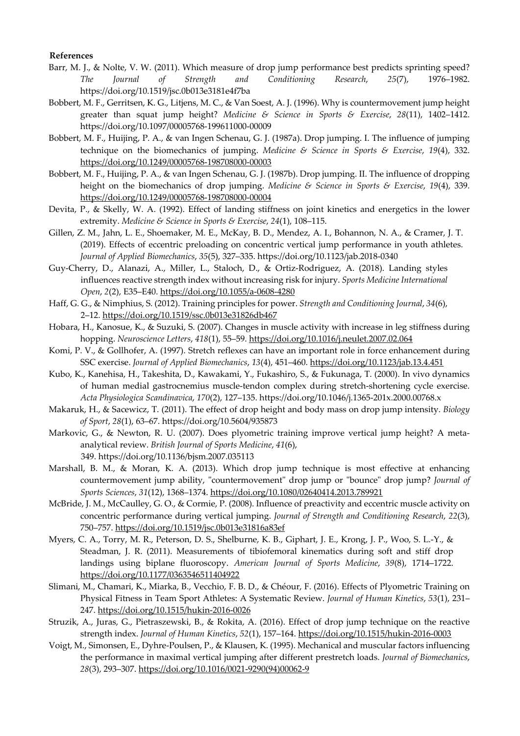**References**

Barr, M. J., & Nolte, V. W. (2011). Which measure of drop jump performance best predicts sprinting speed? *The Journal of Strength and Conditioning Research*, *25*(7), 1976–1982. https://doi.org/10.1519/jsc.0b013e3181e4f7ba

Bobbert, M. F., Gerritsen, K. G., Litjens, M. C., & Van Soest, A. J. (1996). Why is countermovement jump height greater than squat jump height? *Medicine & Science in Sports & Exercise*, *28*(11), 1402–1412. https://doi.org/10.1097/00005768-199611000-00009

Bobbert, M. F., Huijing, P. A., & van Ingen Schenau, G. J. (1987a). Drop jumping. I. The influence of jumping technique on the biomechanics of jumping. *Medicine & Science in Sports & Exercise*, *19*(4), 332. https://doi.org/10.1249/00005768-198708000-00003

Bobbert, M. F., Huijing, P. A., & van Ingen Schenau, G. J. (1987b). Drop jumping. II. The influence of dropping height on the biomechanics of drop jumping. *Medicine & Science in Sports & Exercise*, *19*(4), 339. https://doi.org/10.1249/00005768-198708000-00004

Devita, P., & Skelly, W. A. (1992). Effect of landing stiffness on joint kinetics and energetics in the lower extremity. *Medicine & Science in Sports & Exercise*, *24*(1), 108–115.

Gillen, Z. M., Jahn, L. E., Shoemaker, M. E., McKay, B. D., Mendez, A. I., Bohannon, N. A., & Cramer, J. T. (2019). Effects of eccentric preloading on concentric vertical jump performance in youth athletes. *Journal of Applied Biomechanics*, *35*(5), 327–335. https://doi.org/10.1123/jab.2018-0340

Guy-Cherry, D., Alanazi, A., Miller, L., Staloch, D., & Ortiz-Rodriguez, A. (2018). Landing styles influences reactive strength index without increasing risk for injury. *Sports Medicine International Open*, *2*(2), E35–E40. https://doi.org/10.1055/a-0608-4280

Haff, G. G., & Nimphius, S. (2012). Training principles for power. *Strength and Conditioning Journal*, *34*(6), 2–12. https://doi.org/10.1519/ssc.0b013e31826db467

Hobara, H., Kanosue, K., & Suzuki, S. (2007). Changes in muscle activity with increase in leg stiffness during hopping. *Neuroscience Letters*, *418*(1), 55–59. https://doi.org/10.1016/j.neulet.2007.02.064

Komi, P. V., & Gollhofer, A. (1997). Stretch reflexes can have an important role in force enhancement during SSC exercise. *Journal of Applied Biomechanics*, *13*(4), 451–460. https://doi.org/10.1123/jab.13.4.451

Kubo, K., Kanehisa, H., Takeshita, D., Kawakami, Y., Fukashiro, S., & Fukunaga, T. (2000). In vivo dynamics of human medial gastrocnemius muscle-tendon complex during stretch-shortening cycle exercise. *Acta Physiologica Scandinavica*, *170*(2), 127–135. https://doi.org/10.1046/j.1365-201x.2000.00768.x

Makaruk, H., & Sacewicz, T. (2011). The effect of drop height and body mass on drop jump intensity. *Biology of Sport*, *28*(1), 63–67. https://doi.org/10.5604/935873

Markovic, G., & Newton, R. U. (2007). Does plyometric training improve vertical jump height? A meta-analytical review. *British Journal of Sports Medicine*, *41*(6), 349. https://doi.org/10.1136/bjsm.2007.035113

Marshall, B. M., & Moran, K. A. (2013). Which drop jump technique is most effective at enhancing countermovement jump ability, "countermovement" drop jump or "bounce" drop jump? *Journal of Sports Sciences*, *31*(12), 1368–1374. https://doi.org/10.1080/02640414.2013.789921

McBride, J. M., McCaulley, G. O., & Cormie, P. (2008). Influence of preactivity and eccentric muscle activity on concentric performance during vertical jumping. *Journal of Strength and Conditioning Research*, *22*(3), 750–757. https://doi.org/10.1519/jsc.0b013e31816a83ef

Myers, C. A., Torry, M. R., Peterson, D. S., Shelburne, K. B., Giphart, J. E., Krong, J. P., Woo, S. L.-Y., & Steadman, J. R. (2011). Measurements of tibiofemoral kinematics during soft and stiff drop landings using biplane fluoroscopy. *American Journal of Sports Medicine*, *39*(8), 1714–1722. https://doi.org/10.1177/0363546511404922

Slimani, M., Chamari, K., Miarka, B., Vecchio, F. B. D., & Chéour, F. (2016). Effects of Plyometric Training on Physical Fitness in Team Sport Athletes: A Systematic Review. *Journal of Human Kinetics*, *53*(1), 231–247. https://doi.org/10.1515/hukin-2016-0026

Struzik, A., Juras, G., Pietraszewski, B., & Rokita, A. (2016). Effect of drop jump technique on the reactive strength index. *Journal of Human Kinetics*, *52*(1), 157–164. https://doi.org/10.1515/hukin-2016-0003

Voigt, M., Simonsen, E., Dyhre-Poulsen, P., & Klausen, K. (1995). Mechanical and muscular factors influencing the performance in maximal vertical jumping after different prestretch loads. *Journal of Biomechanics*, *28*(3), 293–307. https://doi.org/10.1016/0021-9290(94)00062-9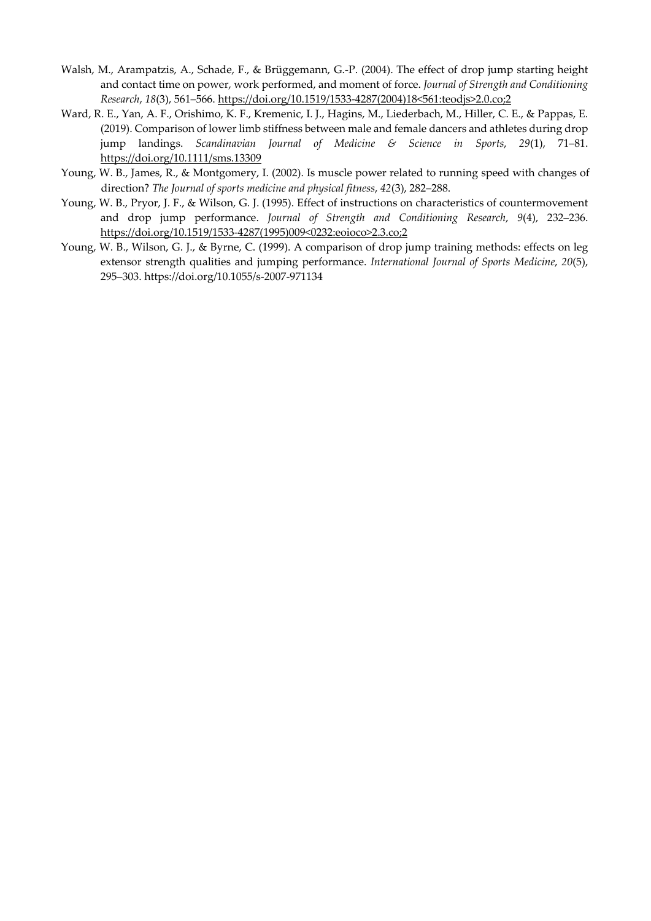Walsh, M., Arampatzis, A., Schade, F., & Brüggemann, G.-P. (2004). The effect of drop jump starting height and contact time on power, work performed, and moment of force. *Journal of Strength and Conditioning Research*, *18*(3), 561–566. https://doi.org/10.1519/1533-4287(2004)18<561:teodjs>2.0.co;2

Ward, R. E., Yan, A. F., Orishimo, K. F., Kremenic, I. J., Hagins, M., Liederbach, M., Hiller, C. E., & Pappas, E. (2019). Comparison of lower limb stiffness between male and female dancers and athletes during drop jump landings. *Scandinavian Journal of Medicine & Science in Sports*, *29*(1), 71–81. https://doi.org/10.1111/sms.13309

Young, W. B., James, R., & Montgomery, I. (2002). Is muscle power related to running speed with changes of direction? *The Journal of sports medicine and physical fitness*, *42*(3), 282–288.

Young, W. B., Pryor, J. F., & Wilson, G. J. (1995). Effect of instructions on characteristics of countermovement and drop jump performance. *Journal of Strength and Conditioning Research*, *9*(4), 232–236. https://doi.org/10.1519/1533-4287(1995)009<0232:eoioco>2.3.co;2

Young, W. B., Wilson, G. J., & Byrne, C. (1999). A comparison of drop jump training methods: effects on leg extensor strength qualities and jumping performance. *International Journal of Sports Medicine*, *20*(5), 295–303. https://doi.org/10.1055/s-2007-971134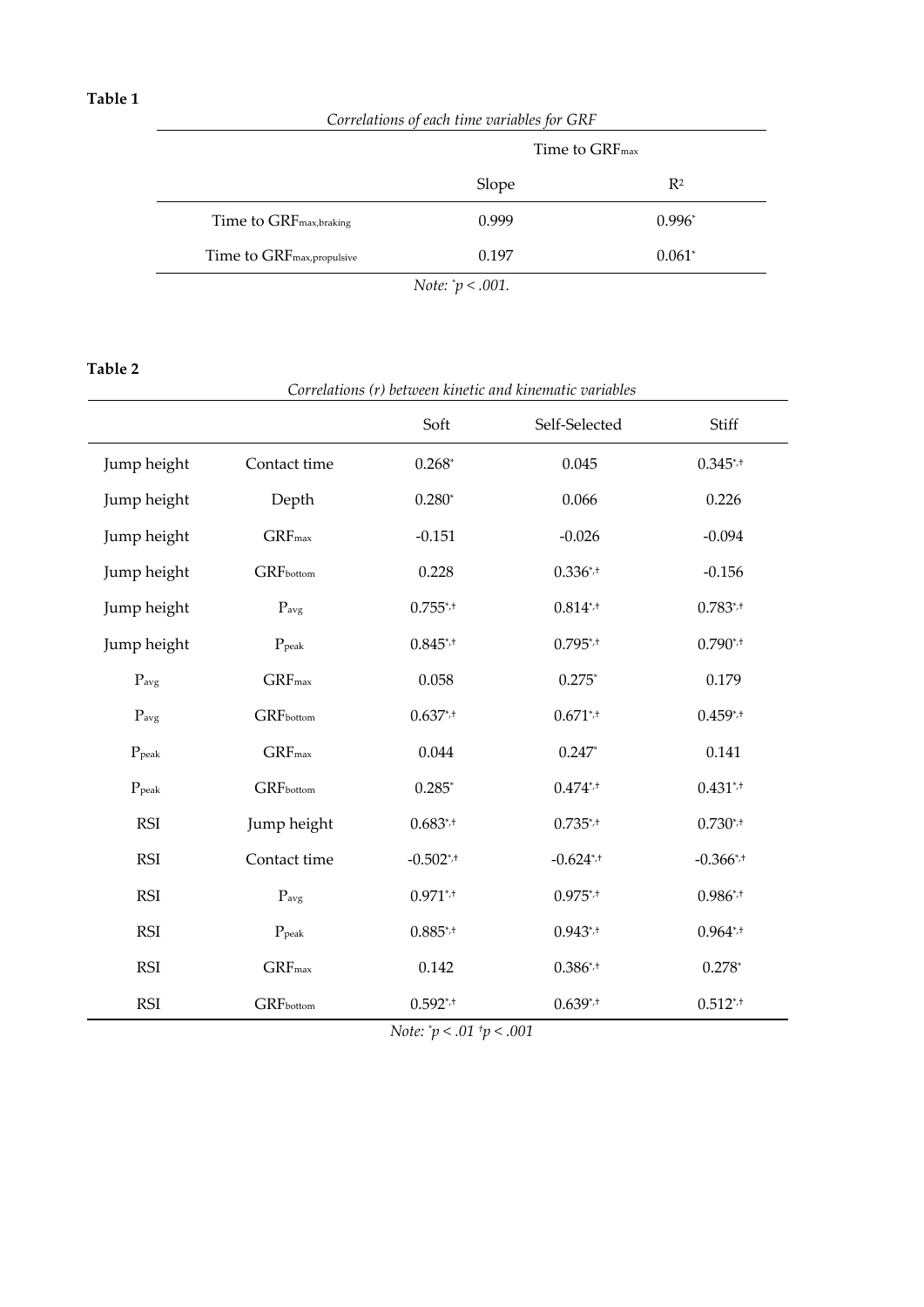**Table 1**

*Correlations of each time variables for GRF*

| | Time to $GRF_{max}$ | |
|---|---|---|
| | Slope | $R^2$ |
| Time to $GRF_{max,braking}$ | 0.999 | 0.996* |
| Time to $GRF_{max,propulsive}$ | 0.197 | 0.061* |

*Note:* $^*p < .001$.

**Table 2**

*Correlations (r) between kinetic and kinematic variables*

| | | Soft | Self-Selected | Stiff |
|---|---|---|---|---|
| Jump height | Contact time | 0.268* | 0.045 | 0.345*,† |
| Jump height | Depth | 0.280* | 0.066 | 0.226 |
| Jump height | $GRF_{max}$ | -0.151 | -0.026 | -0.094 |
| Jump height | $GRF_{bottom}$ | 0.228 | 0.336*,† | -0.156 |
| Jump height | $P_{avg}$ | 0.755*,† | 0.814*,† | 0.783*,† |
| Jump height | $P_{peak}$ | 0.845*,† | 0.795*,† | 0.790*,† |
| $P_{avg}$ | $GRF_{max}$ | 0.058 | 0.275* | 0.179 |
| $P_{avg}$ | $GRF_{bottom}$ | 0.637*,† | 0.671*,† | 0.459*,† |
| $P_{peak}$ | $GRF_{max}$ | 0.044 | 0.247* | 0.141 |
| $P_{peak}$ | $GRF_{bottom}$ | 0.285* | 0.474*,† | 0.431*,† |
| RSI | Jump height | 0.683*,† | 0.735*,† | 0.730*,† |
| RSI | Contact time | -0.502*,† | -0.624*,† | -0.366*,† |
| RSI | $P_{avg}$ | 0.971*,† | 0.975*,† | 0.986*,† |
| RSI | $P_{peak}$ | 0.885*,† | 0.943*,† | 0.964*,† |
| RSI | $GRF_{max}$ | 0.142 | 0.386*,† | 0.278* |
| RSI | $GRF_{bottom}$ | 0.592*,† | 0.639*,† | 0.512*,† |

*Note:* $^*p < .01$ $^†p < .001$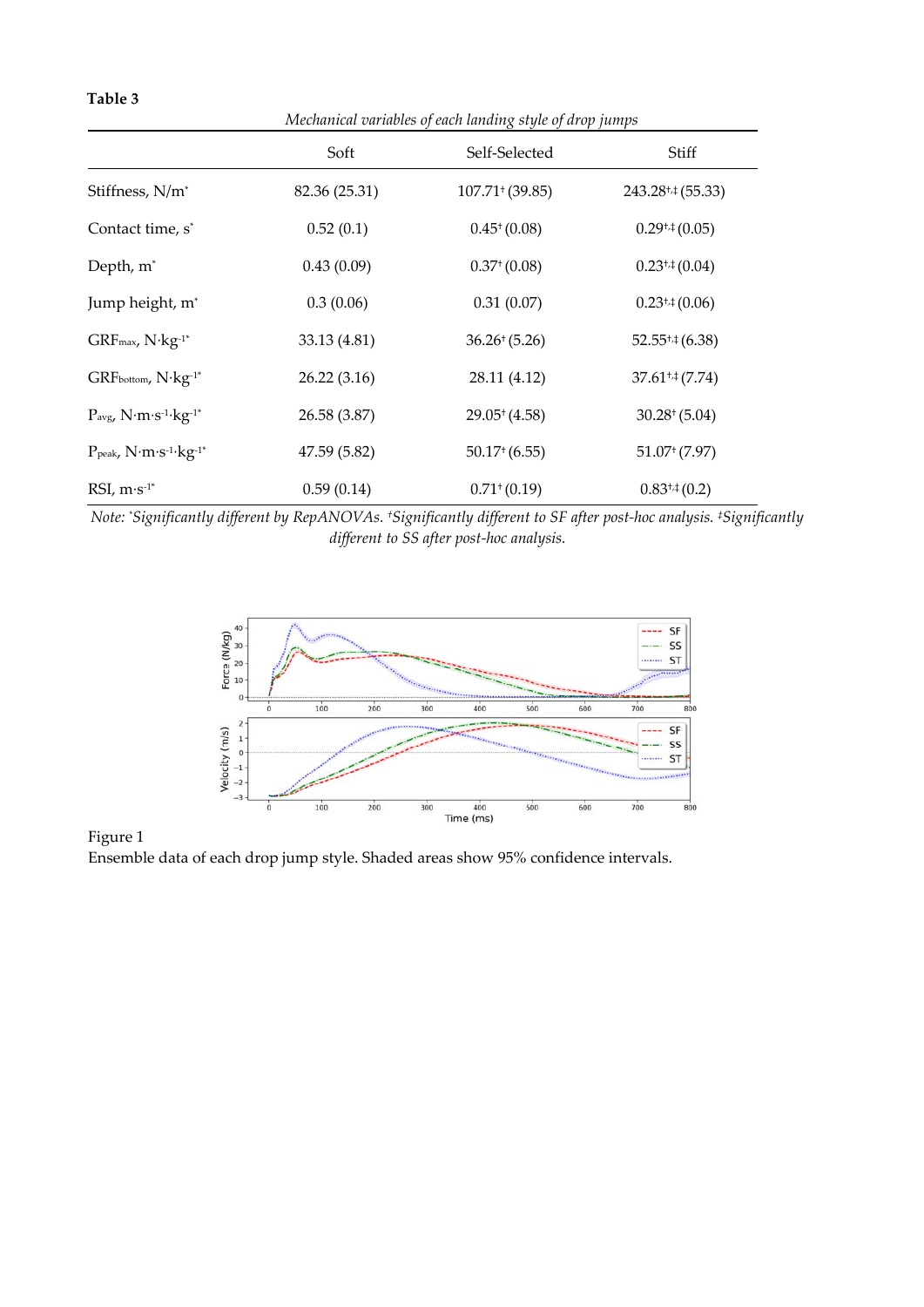**Table 3**

*Mechanical variables of each landing style of drop jumps*

| | Soft | Self-Selected | Stiff |
|---|---|---|---|
| Stiffness, N/m* | 82.36 (25.31) | 107.71† (39.85) | 243.28†,‡ (55.33) |
| Contact time, s* | 0.52 (0.1) | 0.45† (0.08) | 0.29†,‡ (0.05) |
| Depth, m* | 0.43 (0.09) | 0.37† (0.08) | 0.23†,‡ (0.04) |
| Jump height, m* | 0.3 (0.06) | 0.31 (0.07) | 0.23†,‡ (0.06) |
| $GRF_{max}$, $N{\cdot}kg^{-1}$* | 33.13 (4.81) | 36.26† (5.26) | 52.55†,‡ (6.38) |
| $GRF_{bottom}$, $N{\cdot}kg^{-1}$* | 26.22 (3.16) | 28.11 (4.12) | 37.61†,‡ (7.74) |
| $P_{avg}$, $N{\cdot}m{\cdot}s^{-1}{\cdot}kg^{-1}$* | 26.58 (3.87) | 29.05† (4.58) | 30.28† (5.04) |
| $P_{peak}$, $N{\cdot}m{\cdot}s^{-1}{\cdot}kg^{-1}$* | 47.59 (5.82) | 50.17† (6.55) | 51.07† (7.97) |
| RSI, $m{\cdot}s^{-1}$* | 0.59 (0.14) | 0.71† (0.19) | 0.83†,‡ (0.2) |

*Note: \*Significantly different by RepANOVAs. †Significantly different to SF after post-hoc analysis. ‡Significantly different to SS after post-hoc analysis.*

Figure 1

Ensemble data of each drop jump style. Shaded areas show 95% confidence intervals.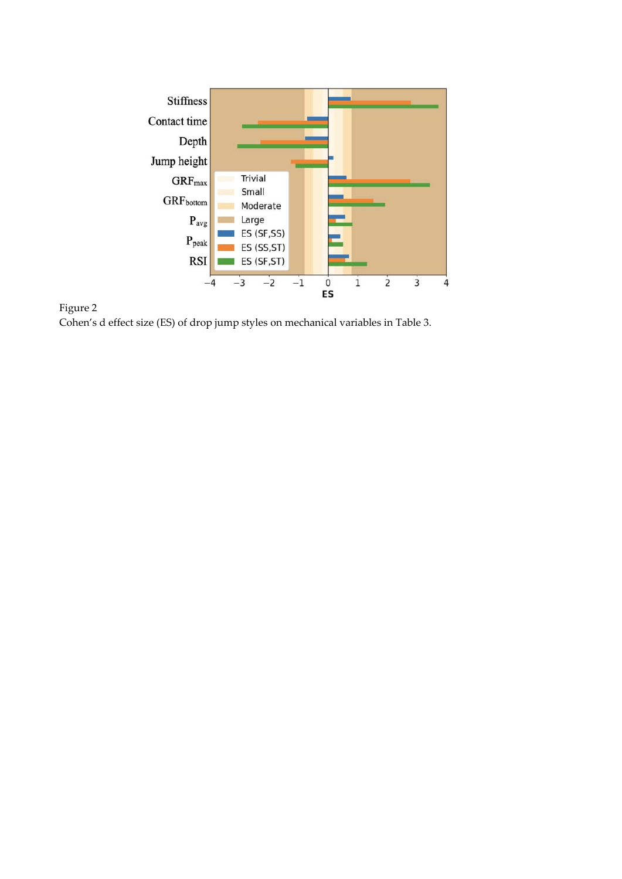Stiffness

Contact time

Depth

Jump height

$GRF_{max}$

$GRF_{bottom}$

$P_{avg}$

$P_{peak}$

RSI

Trivial

Small

Moderate

Large

ES (SF,SS)

ES (SS,ST)

ES (SF,ST)

−4 −3 −2 −1 0 1 2 3 4

ES

Figure 2
Cohen's d effect size (ES) of drop jump styles on mechanical variables in Table 3.